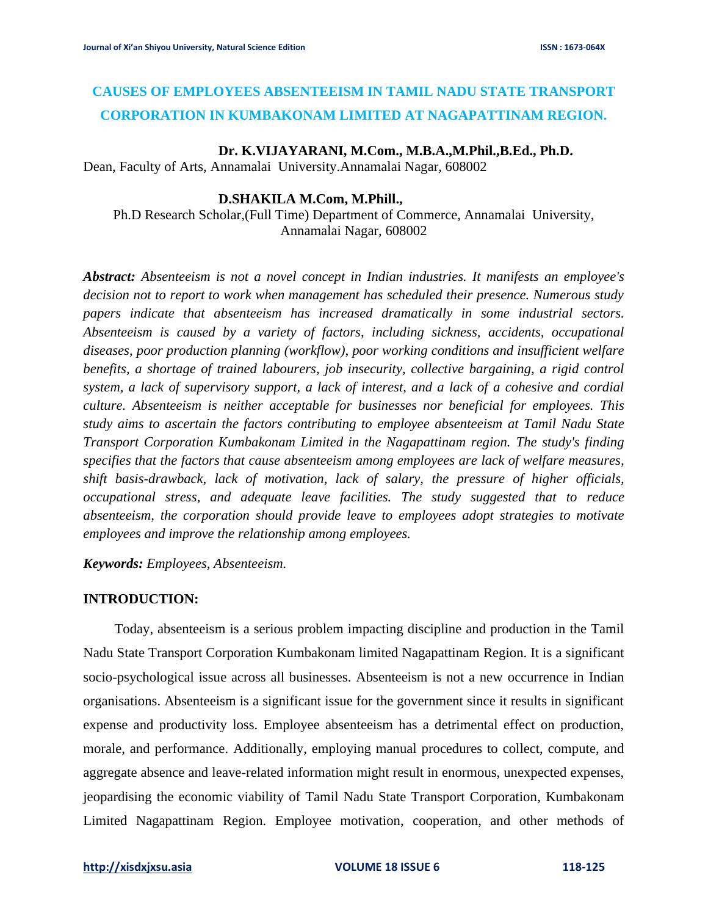# CAUSES OF EMPLOYEES ABSENTEEISM IN TAMIL NADU STATE TRANSPORT CORPORATION IN KUMBAKONAM LIMITED AT NAGAPATTINAM REGION.

**Dr. K.VIJAYARANI, M.Com., M.B.A.,M.Phil.,B.Ed., Ph.D.**

Dean, Faculty of Arts, Annamalai University.Annamalai Nagar, 608002

**D.SHAKILA M.Com, M.Phill.,**

Ph.D Research Scholar,(Full Time) Department of Commerce, Annamalai University, Annamalai Nagar, 608002

***Abstract:*** *Absenteeism is not a novel concept in Indian industries. It manifests an employee's decision not to report to work when management has scheduled their presence. Numerous study papers indicate that absenteeism has increased dramatically in some industrial sectors. Absenteeism is caused by a variety of factors, including sickness, accidents, occupational diseases, poor production planning (workflow), poor working conditions and insufficient welfare benefits, a shortage of trained labourers, job insecurity, collective bargaining, a rigid control system, a lack of supervisory support, a lack of interest, and a lack of a cohesive and cordial culture. Absenteeism is neither acceptable for businesses nor beneficial for employees. This study aims to ascertain the factors contributing to employee absenteeism at Tamil Nadu State Transport Corporation Kumbakonam Limited in the Nagapattinam region. The study's finding specifies that the factors that cause absenteeism among employees are lack of welfare measures, shift basis-drawback, lack of motivation, lack of salary, the pressure of higher officials, occupational stress, and adequate leave facilities. The study suggested that to reduce absenteeism, the corporation should provide leave to employees adopt strategies to motivate employees and improve the relationship among employees.*

***Keywords:*** *Employees, Absenteeism.*

## INTRODUCTION:

Today, absenteeism is a serious problem impacting discipline and production in the Tamil Nadu State Transport Corporation Kumbakonam limited Nagapattinam Region. It is a significant socio-psychological issue across all businesses. Absenteeism is not a new occurrence in Indian organisations. Absenteeism is a significant issue for the government since it results in significant expense and productivity loss. Employee absenteeism has a detrimental effect on production, morale, and performance. Additionally, employing manual procedures to collect, compute, and aggregate absence and leave-related information might result in enormous, unexpected expenses, jeopardising the economic viability of Tamil Nadu State Transport Corporation, Kumbakonam Limited Nagapattinam Region. Employee motivation, cooperation, and other methods of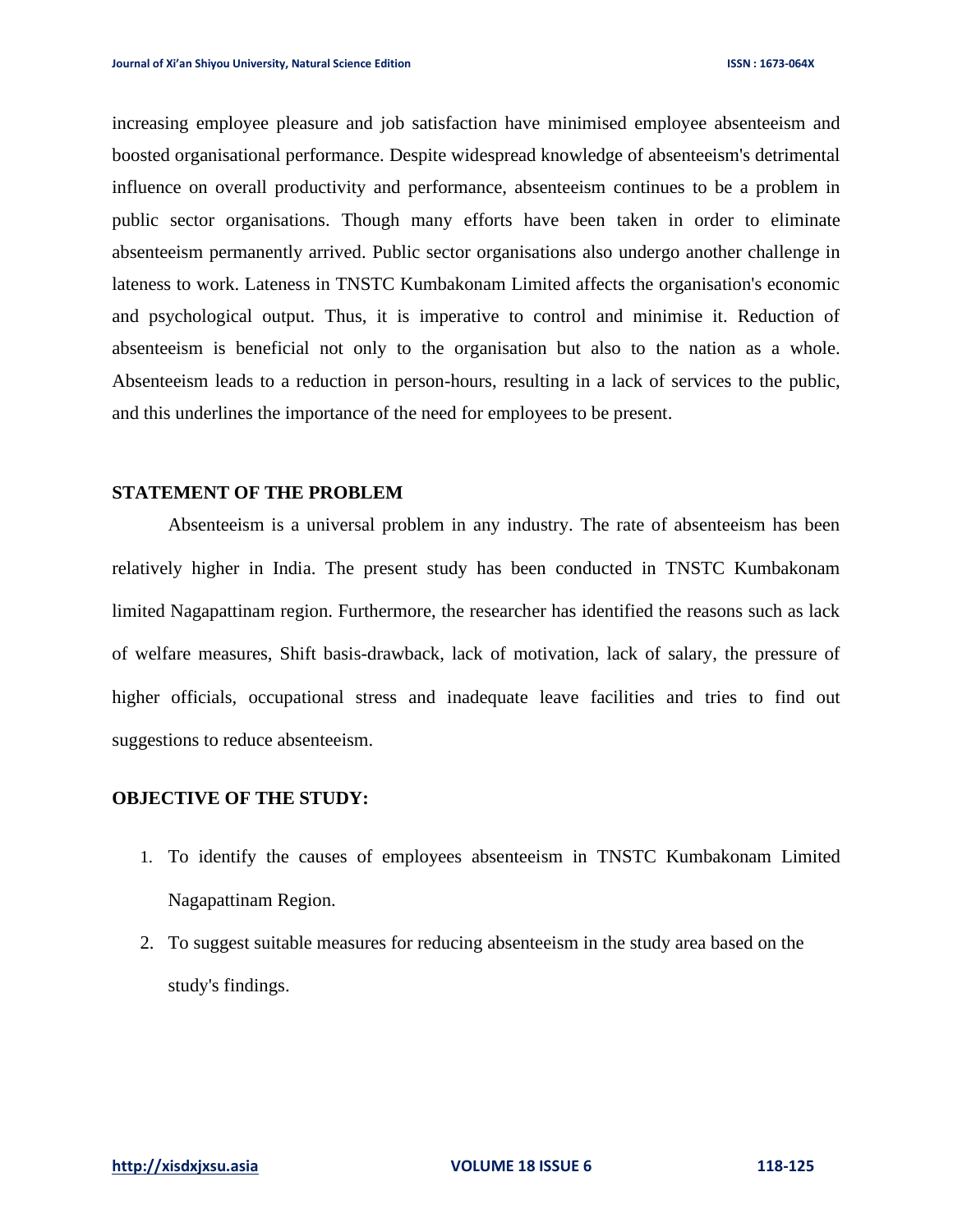increasing employee pleasure and job satisfaction have minimised employee absenteeism and boosted organisational performance. Despite widespread knowledge of absenteeism's detrimental influence on overall productivity and performance, absenteeism continues to be a problem in public sector organisations. Though many efforts have been taken in order to eliminate absenteeism permanently arrived. Public sector organisations also undergo another challenge in lateness to work. Lateness in TNSTC Kumbakonam Limited affects the organisation's economic and psychological output. Thus, it is imperative to control and minimise it. Reduction of absenteeism is beneficial not only to the organisation but also to the nation as a whole. Absenteeism leads to a reduction in person-hours, resulting in a lack of services to the public, and this underlines the importance of the need for employees to be present.

## STATEMENT OF THE PROBLEM

Absenteeism is a universal problem in any industry. The rate of absenteeism has been relatively higher in India. The present study has been conducted in TNSTC Kumbakonam limited Nagapattinam region. Furthermore, the researcher has identified the reasons such as lack of welfare measures, Shift basis-drawback, lack of motivation, lack of salary, the pressure of higher officials, occupational stress and inadequate leave facilities and tries to find out suggestions to reduce absenteeism.

## OBJECTIVE OF THE STUDY:

1. To identify the causes of employees absenteeism in TNSTC Kumbakonam Limited Nagapattinam Region.
2. To suggest suitable measures for reducing absenteeism in the study area based on the study's findings.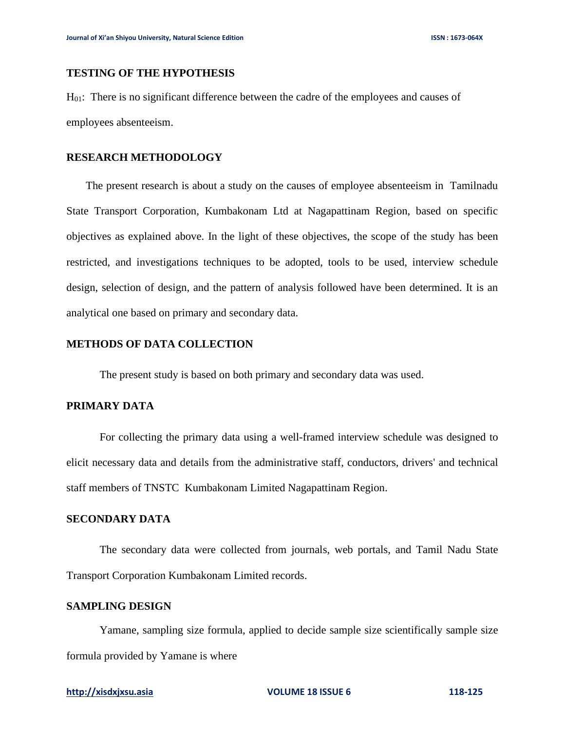## TESTING OF THE HYPOTHESIS

$H_{01}$: There is no significant difference between the cadre of the employees and causes of employees absenteeism.

## RESEARCH METHODOLOGY

The present research is about a study on the causes of employee absenteeism in Tamilnadu State Transport Corporation, Kumbakonam Ltd at Nagapattinam Region, based on specific objectives as explained above. In the light of these objectives, the scope of the study has been restricted, and investigations techniques to be adopted, tools to be used, interview schedule design, selection of design, and the pattern of analysis followed have been determined. It is an analytical one based on primary and secondary data.

## METHODS OF DATA COLLECTION

The present study is based on both primary and secondary data was used.

## PRIMARY DATA

For collecting the primary data using a well-framed interview schedule was designed to elicit necessary data and details from the administrative staff, conductors, drivers' and technical staff members of TNSTC Kumbakonam Limited Nagapattinam Region.

## SECONDARY DATA

The secondary data were collected from journals, web portals, and Tamil Nadu State Transport Corporation Kumbakonam Limited records.

## SAMPLING DESIGN

Yamane, sampling size formula, applied to decide sample size scientifically sample size formula provided by Yamane is where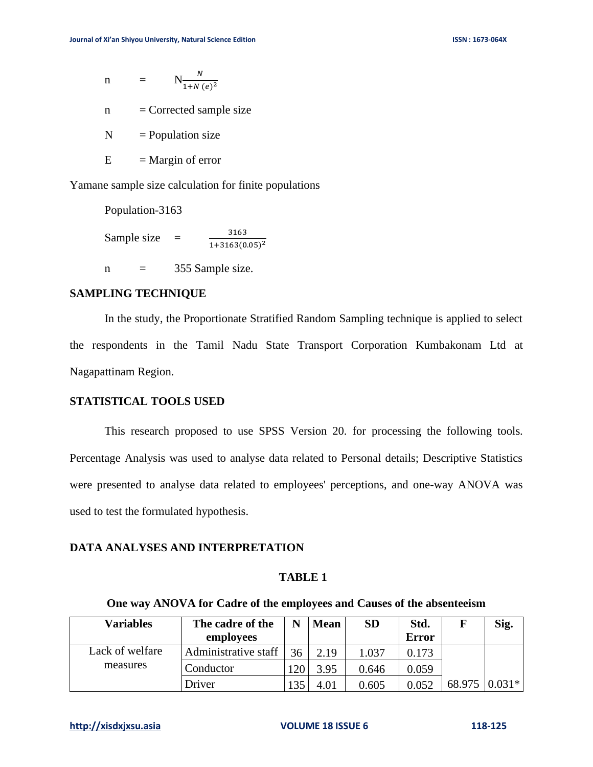$$n = N\frac{N}{1+N\,(e)^2}$$

n = Corrected sample size

N = Population size

E = Margin of error

Yamane sample size calculation for finite populations

Population-3163

$$\text{Sample size} = \frac{3163}{1+3163(0.05)^2}$$

n = 355 Sample size.

### SAMPLING TECHNIQUE

In the study, the Proportionate Stratified Random Sampling technique is applied to select the respondents in the Tamil Nadu State Transport Corporation Kumbakonam Ltd at Nagapattinam Region.

### STATISTICAL TOOLS USED

This research proposed to use SPSS Version 20. for processing the following tools. Percentage Analysis was used to analyse data related to Personal details; Descriptive Statistics were presented to analyse data related to employees' perceptions, and one-way ANOVA was used to test the formulated hypothesis.

### DATA ANALYSES AND INTERPRETATION

**TABLE 1**

**One way ANOVA for Cadre of the employees and Causes of the absenteeism**

| Variables | The cadre of the employees | N | Mean | SD | Std. Error | F | Sig. |
|---|---|---|---|---|---|---|---|
| Lack of welfare measures | Administrative staff | 36 | 2.19 | 1.037 | 0.173 | | |
| | Conductor | 120 | 3.95 | 0.646 | 0.059 | | |
| | Driver | 135 | 4.01 | 0.605 | 0.052 | 68.975 | 0.031* |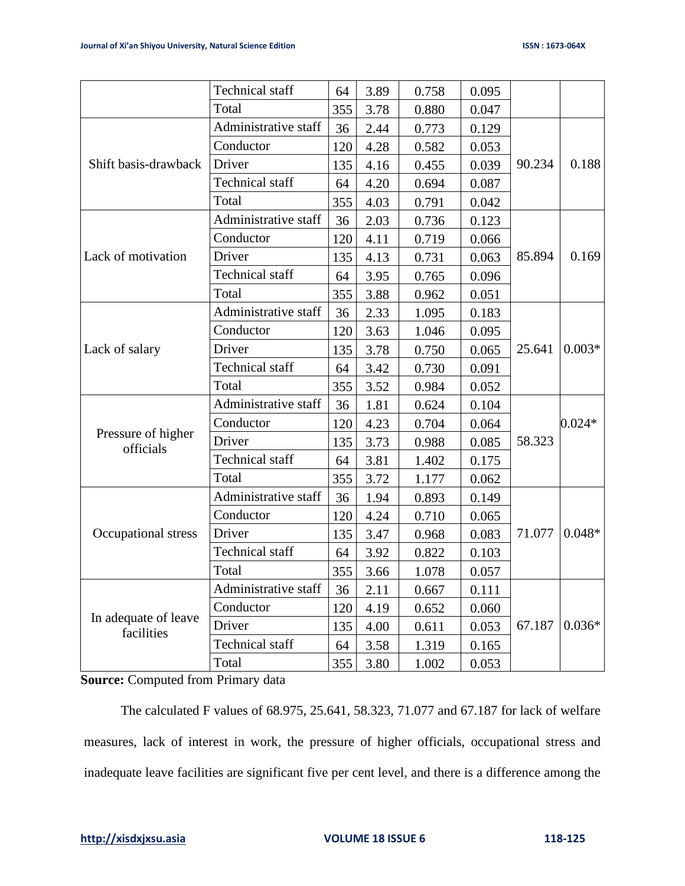| | Technical staff | 64 | 3.89 | 0.758 | 0.095 | | |
|---|---|---|---|---|---|---|---|
| | Total | 355 | 3.78 | 0.880 | 0.047 | | |
| Shift basis-drawback | Administrative staff | 36 | 2.44 | 0.773 | 0.129 | 90.234 | 0.188 |
| | Conductor | 120 | 4.28 | 0.582 | 0.053 | | |
| | Driver | 135 | 4.16 | 0.455 | 0.039 | | |
| | Technical staff | 64 | 4.20 | 0.694 | 0.087 | | |
| | Total | 355 | 4.03 | 0.791 | 0.042 | | |
| Lack of motivation | Administrative staff | 36 | 2.03 | 0.736 | 0.123 | 85.894 | 0.169 |
| | Conductor | 120 | 4.11 | 0.719 | 0.066 | | |
| | Driver | 135 | 4.13 | 0.731 | 0.063 | | |
| | Technical staff | 64 | 3.95 | 0.765 | 0.096 | | |
| | Total | 355 | 3.88 | 0.962 | 0.051 | | |
| Lack of salary | Administrative staff | 36 | 2.33 | 1.095 | 0.183 | 25.641 | 0.003* |
| | Conductor | 120 | 3.63 | 1.046 | 0.095 | | |
| | Driver | 135 | 3.78 | 0.750 | 0.065 | | |
| | Technical staff | 64 | 3.42 | 0.730 | 0.091 | | |
| | Total | 355 | 3.52 | 0.984 | 0.052 | | |
| Pressure of higher officials | Administrative staff | 36 | 1.81 | 0.624 | 0.104 | 58.323 | 0.024* |
| | Conductor | 120 | 4.23 | 0.704 | 0.064 | | |
| | Driver | 135 | 3.73 | 0.988 | 0.085 | | |
| | Technical staff | 64 | 3.81 | 1.402 | 0.175 | | |
| | Total | 355 | 3.72 | 1.177 | 0.062 | | |
| Occupational stress | Administrative staff | 36 | 1.94 | 0.893 | 0.149 | 71.077 | 0.048* |
| | Conductor | 120 | 4.24 | 0.710 | 0.065 | | |
| | Driver | 135 | 3.47 | 0.968 | 0.083 | | |
| | Technical staff | 64 | 3.92 | 0.822 | 0.103 | | |
| | Total | 355 | 3.66 | 1.078 | 0.057 | | |
| In adequate of leave facilities | Administrative staff | 36 | 2.11 | 0.667 | 0.111 | 67.187 | 0.036* |
| | Conductor | 120 | 4.19 | 0.652 | 0.060 | | |
| | Driver | 135 | 4.00 | 0.611 | 0.053 | | |
| | Technical staff | 64 | 3.58 | 1.319 | 0.165 | | |
| | Total | 355 | 3.80 | 1.002 | 0.053 | | |

**Source:** Computed from Primary data

The calculated F values of 68.975, 25.641, 58.323, 71.077 and 67.187 for lack of welfare measures, lack of interest in work, the pressure of higher officials, occupational stress and inadequate leave facilities are significant five per cent level, and there is a difference among the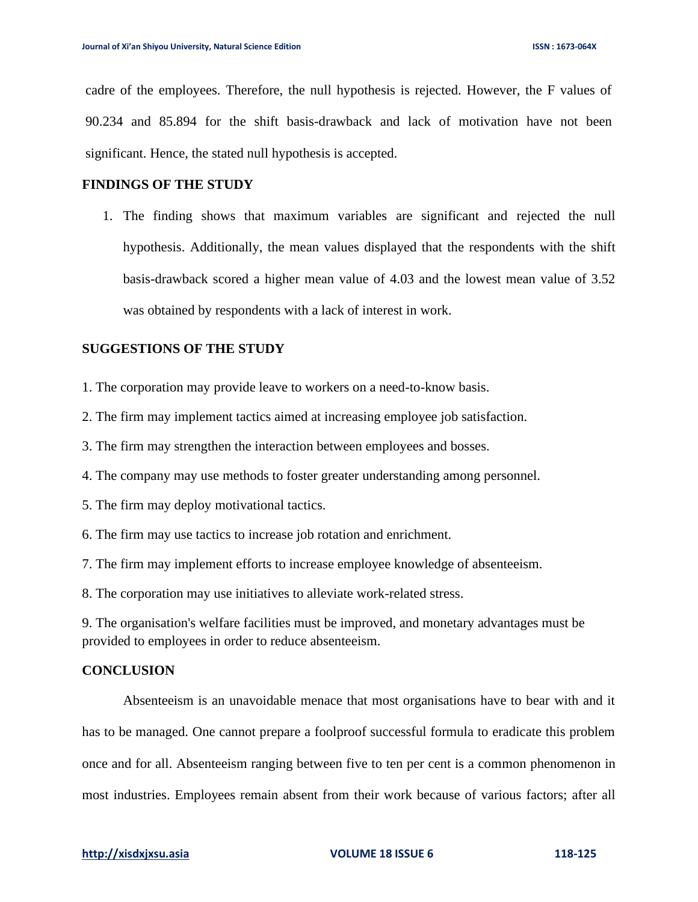cadre of the employees. Therefore, the null hypothesis is rejected. However, the F values of 90.234 and 85.894 for the shift basis-drawback and lack of motivation have not been significant. Hence, the stated null hypothesis is accepted.

## FINDINGS OF THE STUDY

1. The finding shows that maximum variables are significant and rejected the null hypothesis. Additionally, the mean values displayed that the respondents with the shift basis-drawback scored a higher mean value of 4.03 and the lowest mean value of 3.52 was obtained by respondents with a lack of interest in work.

## SUGGESTIONS OF THE STUDY

1. The corporation may provide leave to workers on a need-to-know basis.

2. The firm may implement tactics aimed at increasing employee job satisfaction.

3. The firm may strengthen the interaction between employees and bosses.

4. The company may use methods to foster greater understanding among personnel.

5. The firm may deploy motivational tactics.

6. The firm may use tactics to increase job rotation and enrichment.

7. The firm may implement efforts to increase employee knowledge of absenteeism.

8. The corporation may use initiatives to alleviate work-related stress.

9. The organisation's welfare facilities must be improved, and monetary advantages must be provided to employees in order to reduce absenteeism.

## CONCLUSION

Absenteeism is an unavoidable menace that most organisations have to bear with and it has to be managed. One cannot prepare a foolproof successful formula to eradicate this problem once and for all. Absenteeism ranging between five to ten per cent is a common phenomenon in most industries. Employees remain absent from their work because of various factors; after all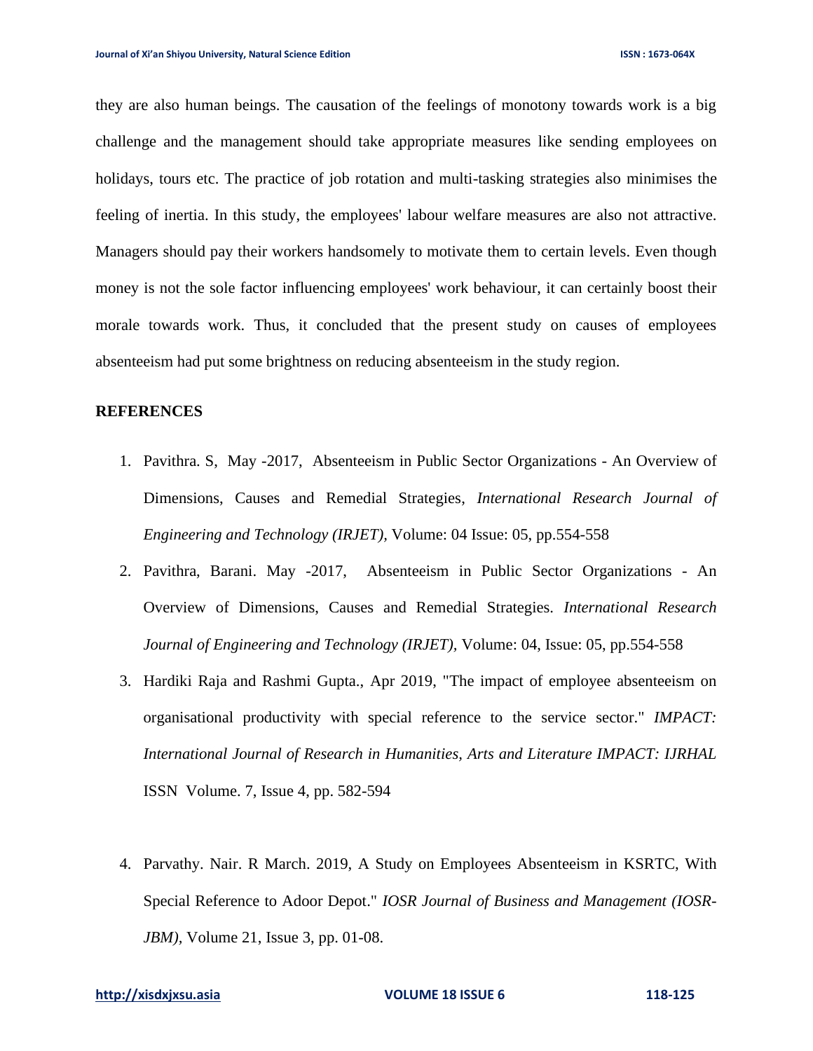they are also human beings. The causation of the feelings of monotony towards work is a big challenge and the management should take appropriate measures like sending employees on holidays, tours etc. The practice of job rotation and multi-tasking strategies also minimises the feeling of inertia. In this study, the employees' labour welfare measures are also not attractive. Managers should pay their workers handsomely to motivate them to certain levels. Even though money is not the sole factor influencing employees' work behaviour, it can certainly boost their morale towards work. Thus, it concluded that the present study on causes of employees absenteeism had put some brightness on reducing absenteeism in the study region.

## REFERENCES

1. Pavithra. S, May -2017, Absenteeism in Public Sector Organizations - An Overview of Dimensions, Causes and Remedial Strategies, *International Research Journal of Engineering and Technology (IRJET),* Volume: 04 Issue: 05, pp.554-558
2. Pavithra, Barani. May -2017, Absenteeism in Public Sector Organizations - An Overview of Dimensions, Causes and Remedial Strategies. *International Research Journal of Engineering and Technology (IRJET),* Volume: 04, Issue: 05, pp.554-558
3. Hardiki Raja and Rashmi Gupta., Apr 2019, "The impact of employee absenteeism on organisational productivity with special reference to the service sector." *IMPACT: International Journal of Research in Humanities, Arts and Literature IMPACT: IJRHAL* ISSN Volume. 7, Issue 4, pp. 582-594
4. Parvathy. Nair. R March. 2019, A Study on Employees Absenteeism in KSRTC, With Special Reference to Adoor Depot." *IOSR Journal of Business and Management (IOSR-JBM),* Volume 21, Issue 3, pp. 01-08.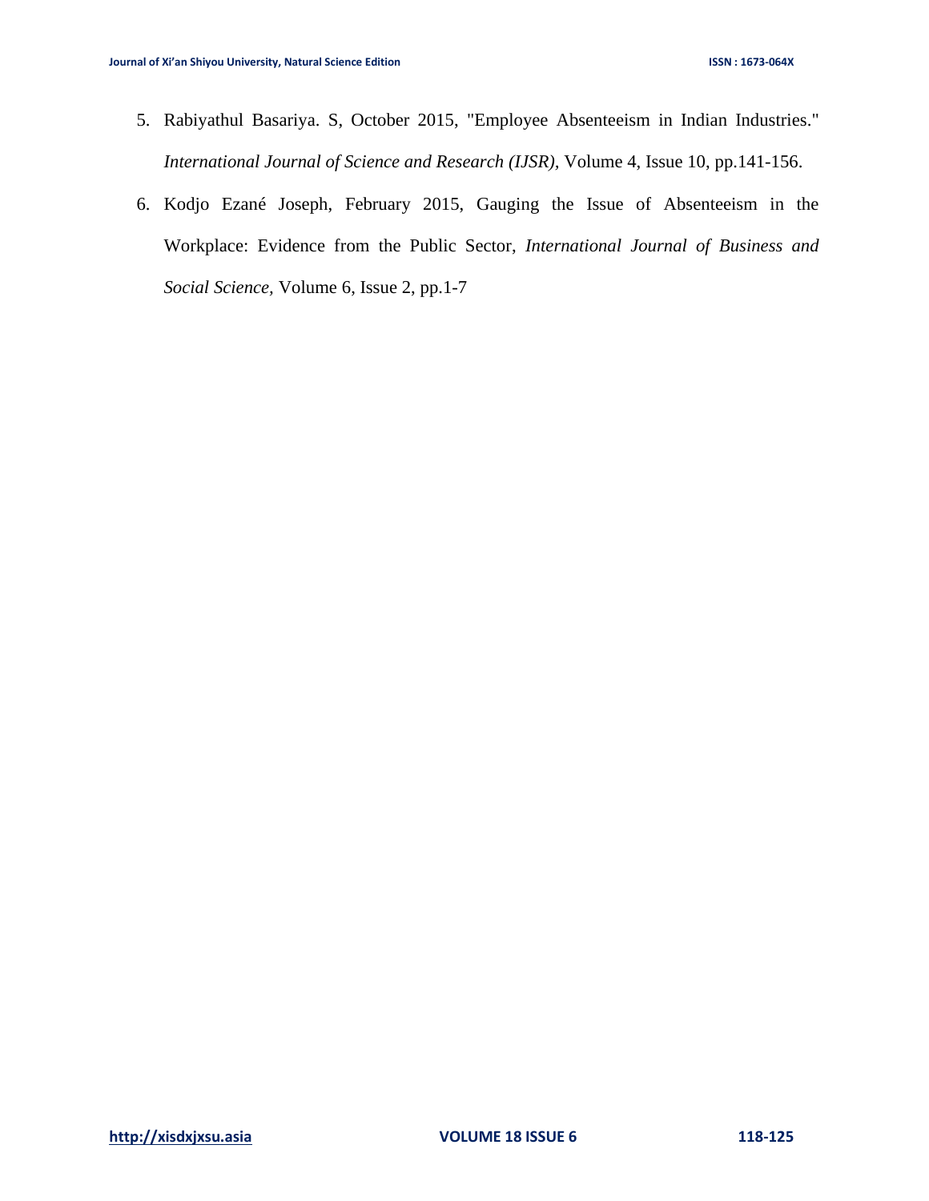5. Rabiyathul Basariya. S, October 2015, "Employee Absenteeism in Indian Industries." *International Journal of Science and Research (IJSR)*, Volume 4, Issue 10, pp.141-156.
6. Kodjo Ezané Joseph, February 2015, Gauging the Issue of Absenteeism in the Workplace: Evidence from the Public Sector, *International Journal of Business and Social Science*, Volume 6, Issue 2, pp.1-7